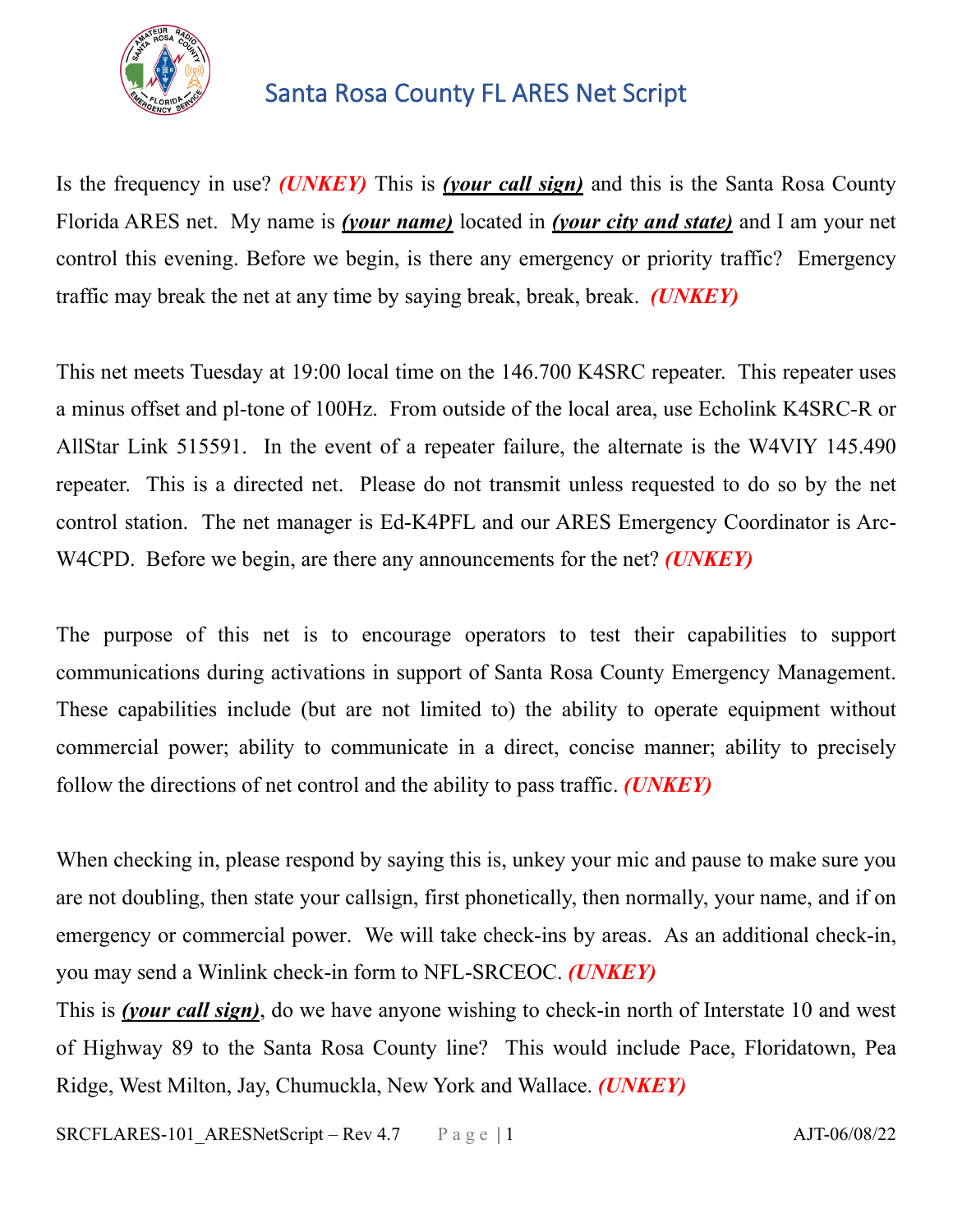# Santa Rosa County FL ARES Net Script

Is the frequency in use? ***(UNKEY)*** This is ***(your call sign)*** and this is the Santa Rosa County Florida ARES net. My name is ***(your name)*** located in ***(your city and state)*** and I am your net control this evening. Before we begin, is there any emergency or priority traffic? Emergency traffic may break the net at any time by saying break, break, break. ***(UNKEY)***

This net meets Tuesday at 19:00 local time on the 146.700 K4SRC repeater. This repeater uses a minus offset and pl-tone of 100Hz. From outside of the local area, use Echolink K4SRC-R or AllStar Link 515591. In the event of a repeater failure, the alternate is the W4VIY 145.490 repeater. This is a directed net. Please do not transmit unless requested to do so by the net control station. The net manager is Ed-K4PFL and our ARES Emergency Coordinator is Arc-W4CPD. Before we begin, are there any announcements for the net? ***(UNKEY)***

The purpose of this net is to encourage operators to test their capabilities to support communications during activations in support of Santa Rosa County Emergency Management. These capabilities include (but are not limited to) the ability to operate equipment without commercial power; ability to communicate in a direct, concise manner; ability to precisely follow the directions of net control and the ability to pass traffic. ***(UNKEY)***

When checking in, please respond by saying this is, unkey your mic and pause to make sure you are not doubling, then state your callsign, first phonetically, then normally, your name, and if on emergency or commercial power. We will take check-ins by areas. As an additional check-in, you may send a Winlink check-in form to NFL-SRCEOC. ***(UNKEY)***

This is ***(your call sign)***, do we have anyone wishing to check-in north of Interstate 10 and west of Highway 89 to the Santa Rosa County line? This would include Pace, Floridatown, Pea Ridge, West Milton, Jay, Chumuckla, New York and Wallace. ***(UNKEY)***

SRCFLARES-101_ARESNetScript – Rev 4.7 AJT-06/08/22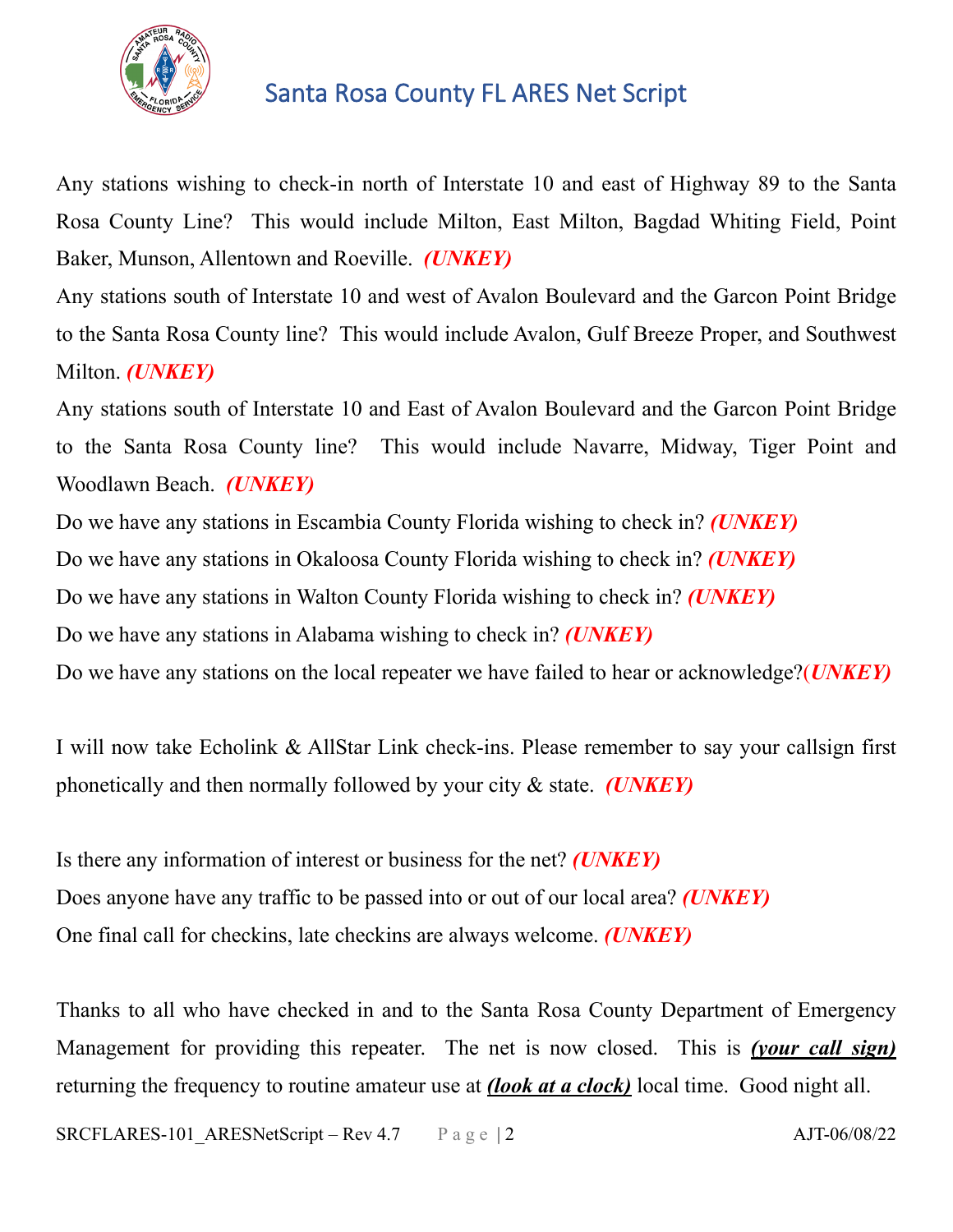Any stations wishing to check-in north of Interstate 10 and east of Highway 89 to the Santa Rosa County Line? This would include Milton, East Milton, Bagdad Whiting Field, Point Baker, Munson, Allentown and Roeville. ***(UNKEY)***

Any stations south of Interstate 10 and west of Avalon Boulevard and the Garcon Point Bridge to the Santa Rosa County line? This would include Avalon, Gulf Breeze Proper, and Southwest Milton. ***(UNKEY)***

Any stations south of Interstate 10 and East of Avalon Boulevard and the Garcon Point Bridge to the Santa Rosa County line? This would include Navarre, Midway, Tiger Point and Woodlawn Beach. ***(UNKEY)***

Do we have any stations in Escambia County Florida wishing to check in? ***(UNKEY)***

Do we have any stations in Okaloosa County Florida wishing to check in? ***(UNKEY)***

Do we have any stations in Walton County Florida wishing to check in? ***(UNKEY)***

Do we have any stations in Alabama wishing to check in? ***(UNKEY)***

Do we have any stations on the local repeater we have failed to hear or acknowledge?***(UNKEY)***

I will now take Echolink & AllStar Link check-ins. Please remember to say your callsign first phonetically and then normally followed by your city & state. ***(UNKEY)***

Is there any information of interest or business for the net? ***(UNKEY)***

Does anyone have any traffic to be passed into or out of our local area? ***(UNKEY)***

One final call for checkins, late checkins are always welcome. ***(UNKEY)***

Thanks to all who have checked in and to the Santa Rosa County Department of Emergency Management for providing this repeater. The net is now closed. This is ***(your call sign)*** returning the frequency to routine amateur use at ***(look at a clock)*** local time. Good night all.